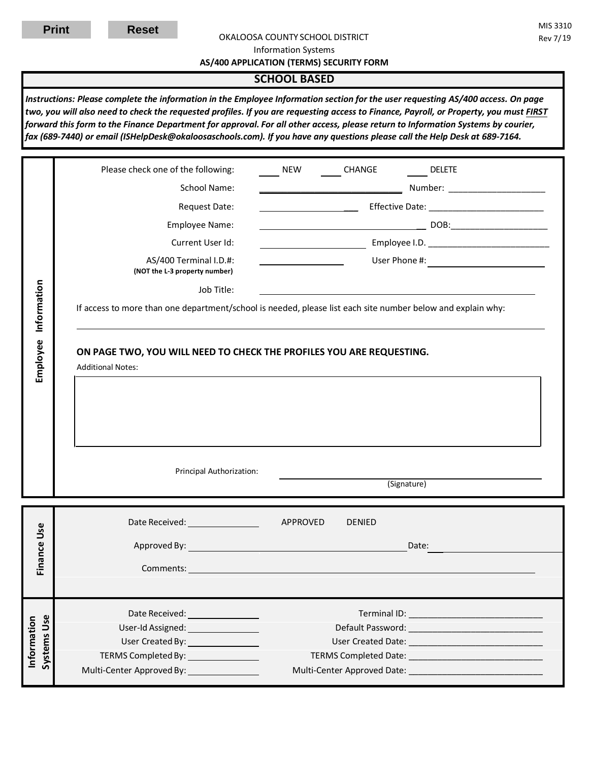MIS 3310
Rev 7/19

OKALOOSA COUNTY SCHOOL DISTRICT
Information Systems
**AS/400 APPLICATION (TERMS) SECURITY FORM**

## SCHOOL BASED

***Instructions: Please complete the information in the Employee Information section for the user requesting AS/400 access. On page two, you will also need to check the requested profiles. If you are requesting access to Finance, Payroll, or Property, you must FIRST forward this form to the Finance Department for approval. For all other access, please return to Information Systems by courier, fax (689-7440) or email (ISHelpDesk@okaloosaschools.com). If you have any questions please call the Help Desk at 689-7164.***

### Employee Information

Please check one of the following: ____ NEW ____ CHANGE ____ DELETE

School Name: ______________________________ Number: ____________________

Request Date: ____________________ Effective Date: ________________________

Employee Name: ______________________________ DOB: ____________________

Current User Id: ____________________ Employee I.D. _________________________

AS/400 Terminal I.D.#: ________________ User Phone #: ____________________
**(NOT the L-3 property number)**

Job Title: __________________________________________________

If access to more than one department/school is needed, please list each site number below and explain why:

______________________________________________________________________

**ON PAGE TWO, YOU WILL NEED TO CHECK THE PROFILES YOU ARE REQUESTING.**

Additional Notes:

Principal Authorization: ______________________________
(Signature)

### Finance Use

Date Received: ________________ APPROVED DENIED

Approved By: ______________________________ Date: ________________

Comments: __________________________________________________

### Information Systems Use

Date Received: ________________ Terminal ID: ____________________________

User-Id Assigned: ________________ Default Password: ____________________________

User Created By: ________________ User Created Date: ____________________________

TERMS Completed By: ________________ TERMS Completed Date: ____________________________

Multi-Center Approved By: ________________ Multi-Center Approved Date: ____________________________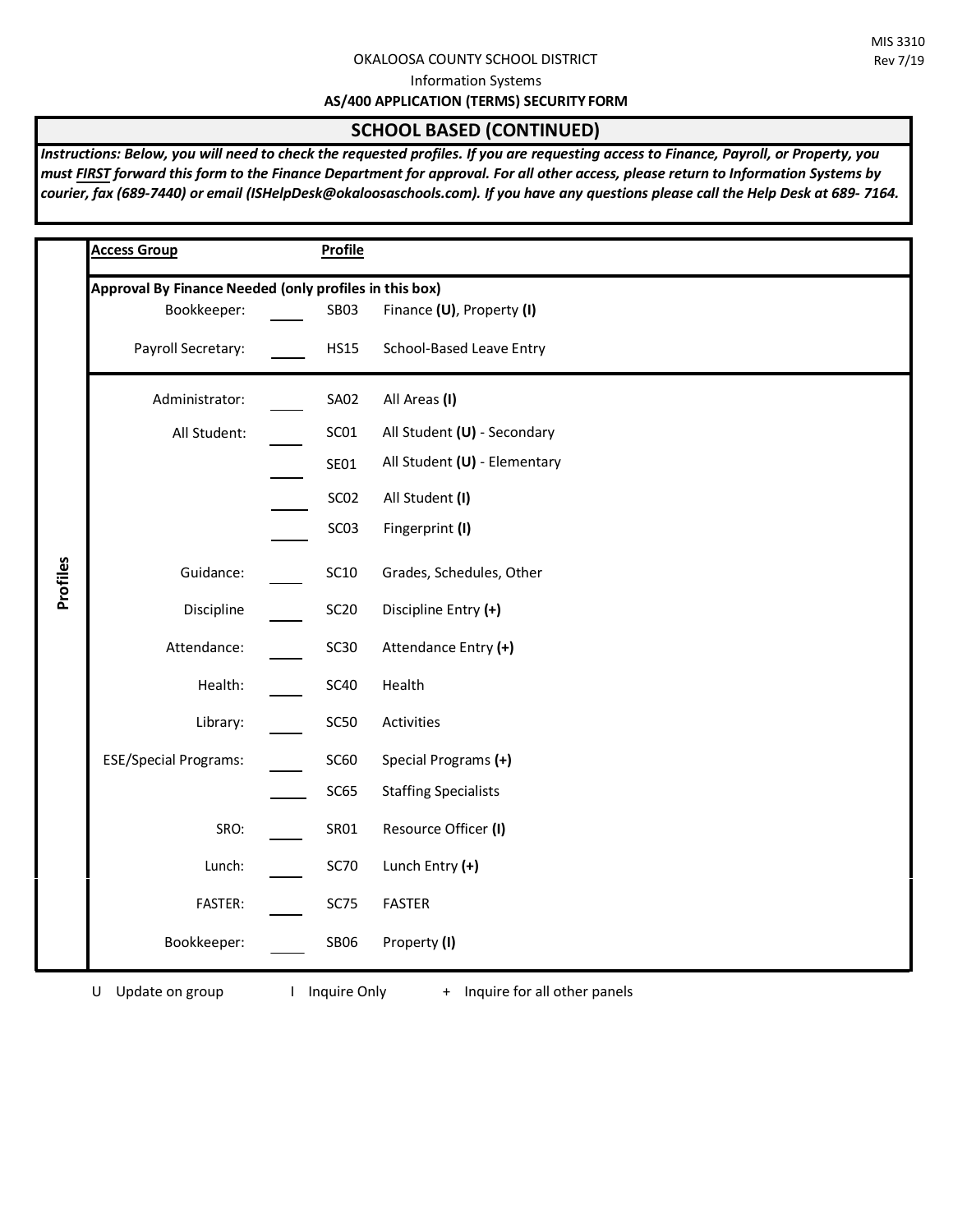MIS 3310
Rev 7/19

OKALOOSA COUNTY SCHOOL DISTRICT

Information Systems

**AS/400 APPLICATION (TERMS) SECURITY FORM**

## SCHOOL BASED (CONTINUED)

***Instructions: Below, you will need to check the requested profiles. If you are requesting access to Finance, Payroll, or Property, you must FIRST forward this form to the Finance Department for approval. For all other access, please return to Information Systems by courier, fax (689-7440) or email (ISHelpDesk@okaloosaschools.com). If you have any questions please call the Help Desk at 689- 7164.***

**Profiles**

| Access Group | | Profile | |
|---|---|---|---|
| **Approval By Finance Needed (only profiles in this box)** | | | |
| Bookkeeper: | ____ | SB03 | Finance **(U)**, Property **(I)** |
| Payroll Secretary: | ____ | HS15 | School-Based Leave Entry |
| Administrator: | ____ | SA02 | All Areas **(I)** |
| All Student: | ____ | SC01 | All Student **(U)** - Secondary |
| | ____ | SE01 | All Student **(U)** - Elementary |
| | ____ | SC02 | All Student **(I)** |
| | ____ | SC03 | Fingerprint **(I)** |
| Guidance: | ____ | SC10 | Grades, Schedules, Other |
| Discipline | ____ | SC20 | Discipline Entry **(+)** |
| Attendance: | ____ | SC30 | Attendance Entry **(+)** |
| Health: | ____ | SC40 | Health |
| Library: | ____ | SC50 | Activities |
| ESE/Special Programs: | ____ | SC60 | Special Programs **(+)** |
| | ____ | SC65 | Staffing Specialists |
| SRO: | ____ | SR01 | Resource Officer **(I)** |
| Lunch: | ____ | SC70 | Lunch Entry **(+)** |
| FASTER: | ____ | SC75 | FASTER |
| Bookkeeper: | ____ | SB06 | Property **(I)** |

U Update on group    I Inquire Only    + Inquire for all other panels